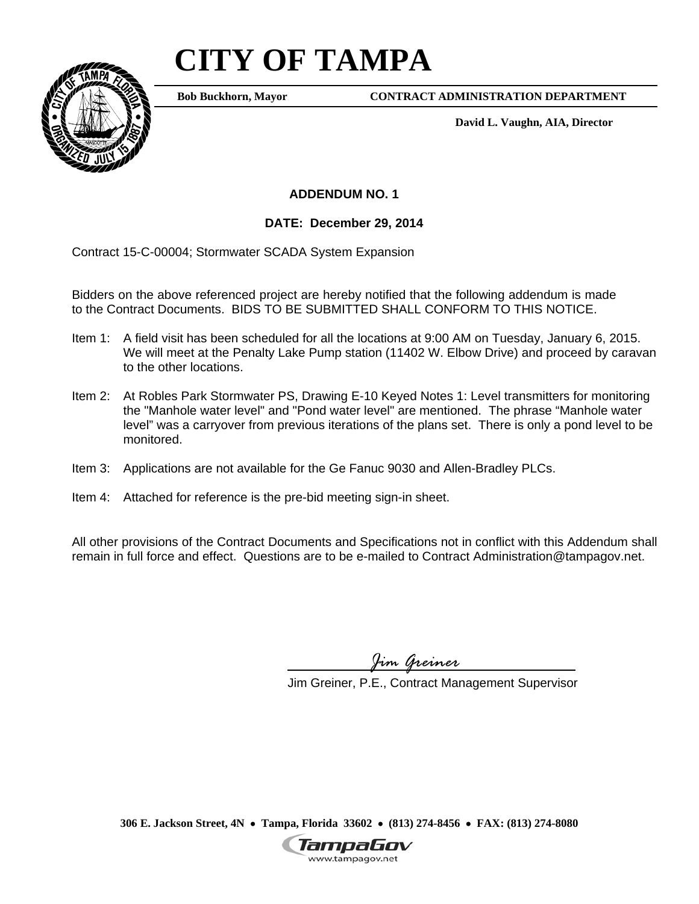# CITY OF TAMPA

**Bob Buckhorn, Mayor** **CONTRACT ADMINISTRATION DEPARTMENT**

**David L. Vaughn, AIA, Director**

**ADDENDUM NO. 1**

**DATE: December 29, 2014**

Contract 15-C-00004; Stormwater SCADA System Expansion

Bidders on the above referenced project are hereby notified that the following addendum is made to the Contract Documents. BIDS TO BE SUBMITTED SHALL CONFORM TO THIS NOTICE.

Item 1: A field visit has been scheduled for all the locations at 9:00 AM on Tuesday, January 6, 2015. We will meet at the Penalty Lake Pump station (11402 W. Elbow Drive) and proceed by caravan to the other locations.

Item 2: At Robles Park Stormwater PS, Drawing E-10 Keyed Notes 1: Level transmitters for monitoring the "Manhole water level" and "Pond water level" are mentioned. The phrase "Manhole water level" was a carryover from previous iterations of the plans set. There is only a pond level to be monitored.

Item 3: Applications are not available for the Ge Fanuc 9030 and Allen-Bradley PLCs.

Item 4: Attached for reference is the pre-bid meeting sign-in sheet.

All other provisions of the Contract Documents and Specifications not in conflict with this Addendum shall remain in full force and effect. Questions are to be e-mailed to Contract Administration@tampagov.net.

*Jim Greiner*

Jim Greiner, P.E., Contract Management Supervisor

**306 E. Jackson Street, 4N • Tampa, Florida 33602 • (813) 274-8456 • FAX: (813) 274-8080**

TampaGov
www.tampagov.net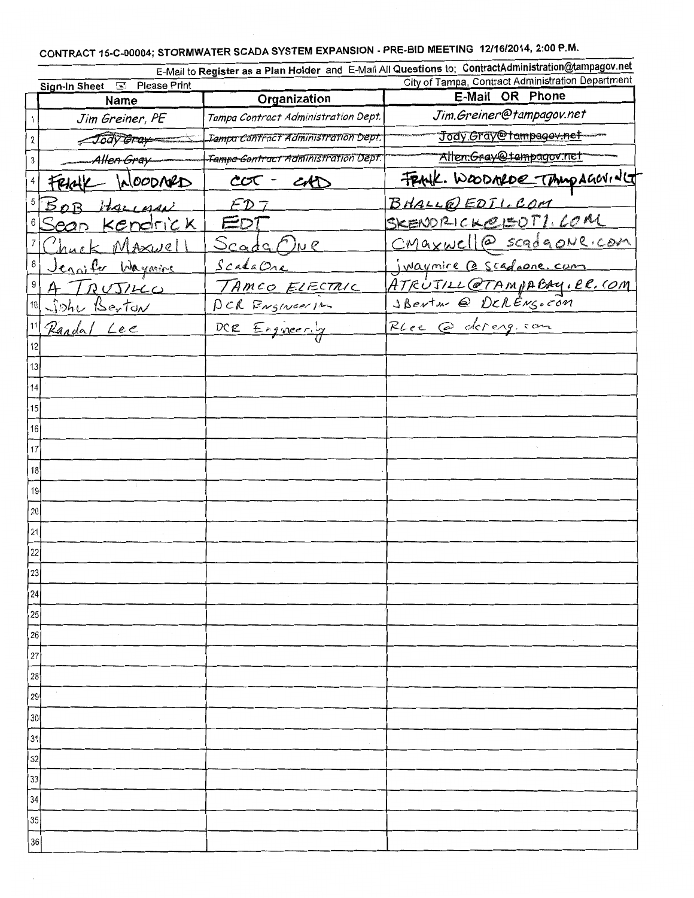CONTRACT 15-C-00004; STORMWATER SCADA SYSTEM EXPANSION - PRE-BID MEETING 12/16/2014, 2:00 P.M.

E-Mail to **Register as a Plan Holder** and E-Mail All **Questions** to; **ContractAdministration@tampagov.net**

Sign-In Sheet Please Print

City of Tampa, Contract Administration Department

| | Name | Organization | E-Mail OR Phone |
|---|---|---|---|
| 1 | Jim Greiner, PE | Tampa Contract Administration Dept. | Jim.Greiner@tampagov.net |
| 2 | ~~Jody Gray~~ | ~~Tampa Contract Administration Dept.~~ | ~~Jody.Gray@tampagov.net~~ |
| 3 | ~~Allen Gray~~ | ~~Tampa Contract Administration Dept.~~ | ~~Allen.Gray@tampagov.net~~ |
| 4 | FRANK WOODARD | COT - CAD | FRANK.WOODARDE TAMPAGOV.NET |
| 5 | BOB HALLMAN | EDT | BHALL@EDTI.COM |
| 6 | Sean Kendrick | EDT | SKENDRICK@EDTI.COM |
| 7 | Chuck Maxwell | ScadaOne | CMaxwell@scadaone.com |
| 8 | Jennifer Waymire | ScadaOne | jwaymire@scadaone.com |
| 9 | A TRUJILLO | TAMCO ELECTRIC | ATRUJILL@TAMPABAY.RR.COM |
| 10 | John Berton | DCR Engineering | JBerton@DCREng.com |
| 11 | Randal Lee | DCR Engineering | RLee@dcreng.com |
| 12 | | | |
| 13 | | | |
| 14 | | | |
| 15 | | | |
| 16 | | | |
| 17 | | | |
| 18 | | | |
| 19 | | | |
| 20 | | | |
| 21 | | | |
| 22 | | | |
| 23 | | | |
| 24 | | | |
| 25 | | | |
| 26 | | | |
| 27 | | | |
| 28 | | | |
| 29 | | | |
| 30 | | | |
| 31 | | | |
| 32 | | | |
| 33 | | | |
| 34 | | | |
| 35 | | | |
| 36 | | | |